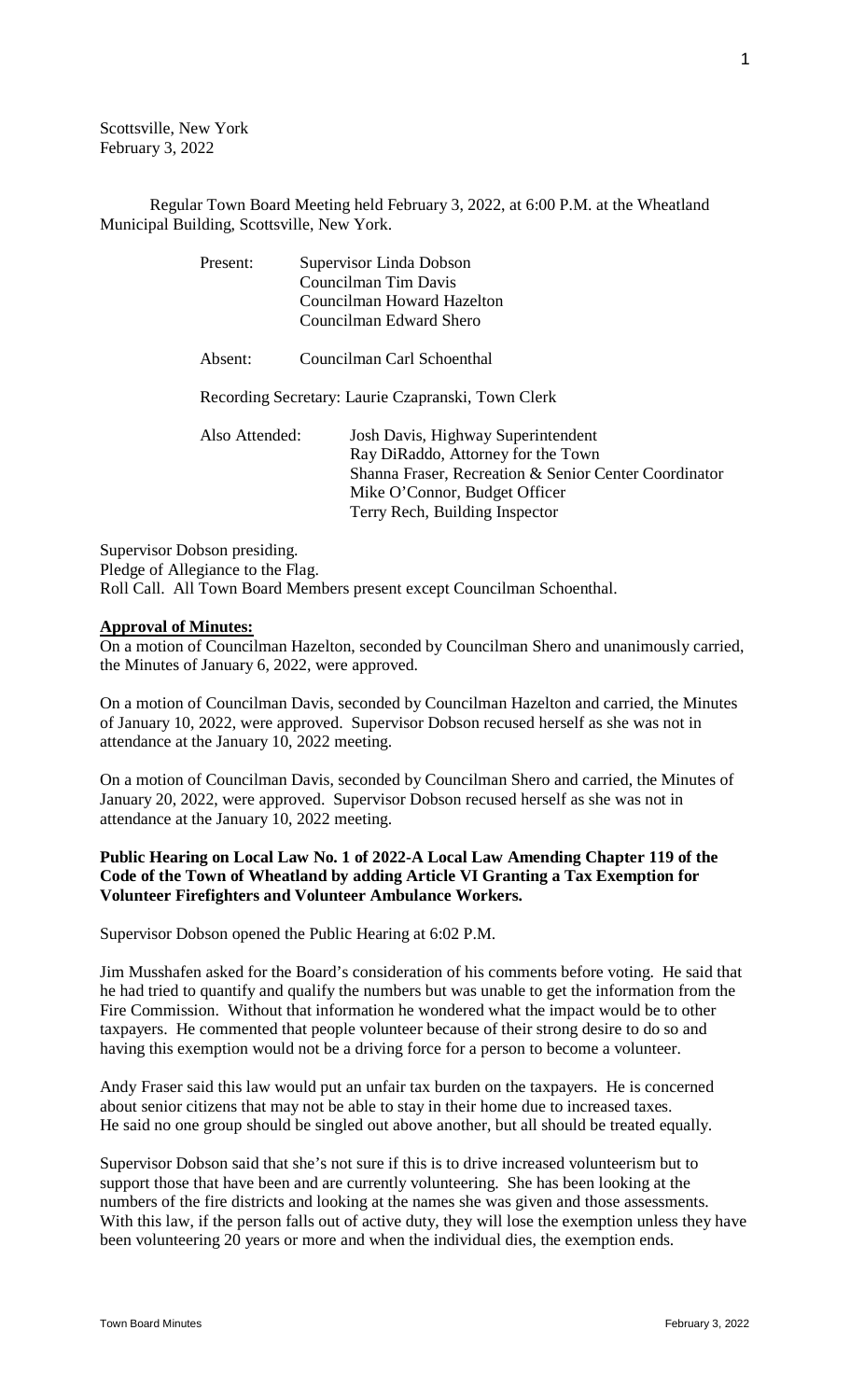Scottsville, New York
February 3, 2022

Regular Town Board Meeting held February 3, 2022, at 6:00 P.M. at the Wheatland Municipal Building, Scottsville, New York.

Present: Supervisor Linda Dobson
Councilman Tim Davis
Councilman Howard Hazelton
Councilman Edward Shero

Absent: Councilman Carl Schoenthal

Recording Secretary: Laurie Czapranski, Town Clerk

Also Attended: Josh Davis, Highway Superintendent
Ray DiRaddo, Attorney for the Town
Shanna Fraser, Recreation & Senior Center Coordinator
Mike O'Connor, Budget Officer
Terry Rech, Building Inspector

Supervisor Dobson presiding.
Pledge of Allegiance to the Flag.
Roll Call. All Town Board Members present except Councilman Schoenthal.

**Approval of Minutes:**

On a motion of Councilman Hazelton, seconded by Councilman Shero and unanimously carried, the Minutes of January 6, 2022, were approved.

On a motion of Councilman Davis, seconded by Councilman Hazelton and carried, the Minutes of January 10, 2022, were approved. Supervisor Dobson recused herself as she was not in attendance at the January 10, 2022 meeting.

On a motion of Councilman Davis, seconded by Councilman Shero and carried, the Minutes of January 20, 2022, were approved. Supervisor Dobson recused herself as she was not in attendance at the January 10, 2022 meeting.

**Public Hearing on Local Law No. 1 of 2022-A Local Law Amending Chapter 119 of the Code of the Town of Wheatland by adding Article VI Granting a Tax Exemption for Volunteer Firefighters and Volunteer Ambulance Workers.**

Supervisor Dobson opened the Public Hearing at 6:02 P.M.

Jim Musshafen asked for the Board's consideration of his comments before voting. He said that he had tried to quantify and qualify the numbers but was unable to get the information from the Fire Commission. Without that information he wondered what the impact would be to other taxpayers. He commented that people volunteer because of their strong desire to do so and having this exemption would not be a driving force for a person to become a volunteer.

Andy Fraser said this law would put an unfair tax burden on the taxpayers. He is concerned about senior citizens that may not be able to stay in their home due to increased taxes. He said no one group should be singled out above another, but all should be treated equally.

Supervisor Dobson said that she's not sure if this is to drive increased volunteerism but to support those that have been and are currently volunteering. She has been looking at the numbers of the fire districts and looking at the names she was given and those assessments. With this law, if the person falls out of active duty, they will lose the exemption unless they have been volunteering 20 years or more and when the individual dies, the exemption ends.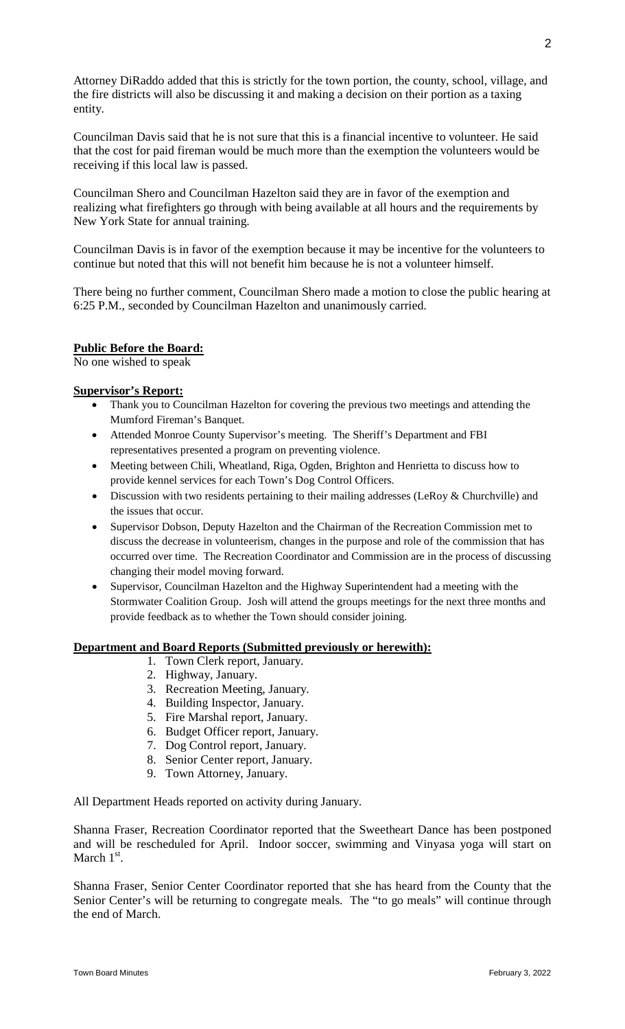Attorney DiRaddo added that this is strictly for the town portion, the county, school, village, and the fire districts will also be discussing it and making a decision on their portion as a taxing entity.

Councilman Davis said that he is not sure that this is a financial incentive to volunteer. He said that the cost for paid fireman would be much more than the exemption the volunteers would be receiving if this local law is passed.

Councilman Shero and Councilman Hazelton said they are in favor of the exemption and realizing what firefighters go through with being available at all hours and the requirements by New York State for annual training.

Councilman Davis is in favor of the exemption because it may be incentive for the volunteers to continue but noted that this will not benefit him because he is not a volunteer himself.

There being no further comment, Councilman Shero made a motion to close the public hearing at 6:25 P.M., seconded by Councilman Hazelton and unanimously carried.

**Public Before the Board:**

No one wished to speak

**Supervisor's Report:**

- Thank you to Councilman Hazelton for covering the previous two meetings and attending the Mumford Fireman's Banquet.
- Attended Monroe County Supervisor's meeting. The Sheriff's Department and FBI representatives presented a program on preventing violence.
- Meeting between Chili, Wheatland, Riga, Ogden, Brighton and Henrietta to discuss how to provide kennel services for each Town's Dog Control Officers.
- Discussion with two residents pertaining to their mailing addresses (LeRoy & Churchville) and the issues that occur.
- Supervisor Dobson, Deputy Hazelton and the Chairman of the Recreation Commission met to discuss the decrease in volunteerism, changes in the purpose and role of the commission that has occurred over time. The Recreation Coordinator and Commission are in the process of discussing changing their model moving forward.
- Supervisor, Councilman Hazelton and the Highway Superintendent had a meeting with the Stormwater Coalition Group. Josh will attend the groups meetings for the next three months and provide feedback as to whether the Town should consider joining.

**Department and Board Reports (Submitted previously or herewith):**

1. Town Clerk report, January.
2. Highway, January.
3. Recreation Meeting, January.
4. Building Inspector, January.
5. Fire Marshal report, January.
6. Budget Officer report, January.
7. Dog Control report, January.
8. Senior Center report, January.
9. Town Attorney, January.

All Department Heads reported on activity during January.

Shanna Fraser, Recreation Coordinator reported that the Sweetheart Dance has been postponed and will be rescheduled for April. Indoor soccer, swimming and Vinyasa yoga will start on March 1st.

Shanna Fraser, Senior Center Coordinator reported that she has heard from the County that the Senior Center's will be returning to congregate meals. The "to go meals" will continue through the end of March.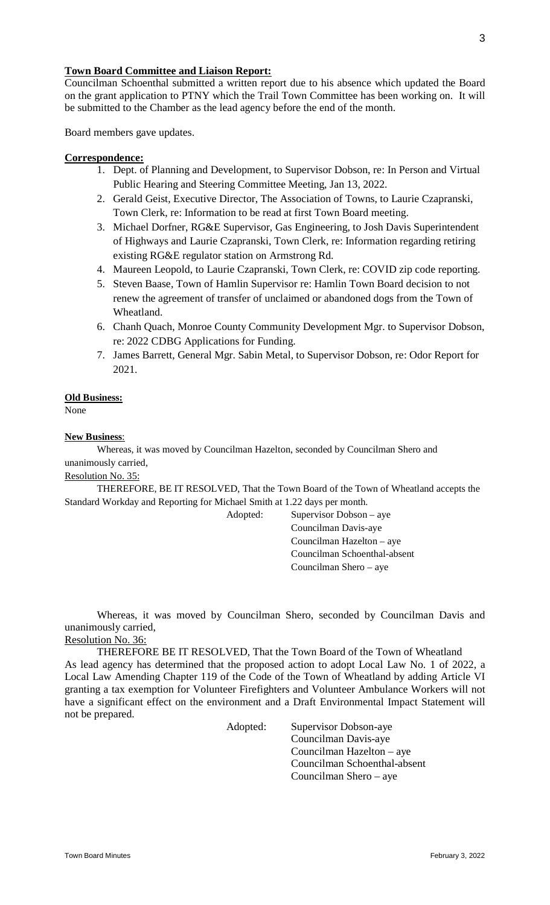**Town Board Committee and Liaison Report:**

Councilman Schoenthal submitted a written report due to his absence which updated the Board on the grant application to PTNY which the Trail Town Committee has been working on. It will be submitted to the Chamber as the lead agency before the end of the month.

Board members gave updates.

**Correspondence:**

1. Dept. of Planning and Development, to Supervisor Dobson, re: In Person and Virtual Public Hearing and Steering Committee Meeting, Jan 13, 2022.
2. Gerald Geist, Executive Director, The Association of Towns, to Laurie Czapranski, Town Clerk, re: Information to be read at first Town Board meeting.
3. Michael Dorfner, RG&E Supervisor, Gas Engineering, to Josh Davis Superintendent of Highways and Laurie Czapranski, Town Clerk, re: Information regarding retiring existing RG&E regulator station on Armstrong Rd.
4. Maureen Leopold, to Laurie Czapranski, Town Clerk, re: COVID zip code reporting.
5. Steven Baase, Town of Hamlin Supervisor re: Hamlin Town Board decision to not renew the agreement of transfer of unclaimed or abandoned dogs from the Town of Wheatland.
6. Chanh Quach, Monroe County Community Development Mgr. to Supervisor Dobson, re: 2022 CDBG Applications for Funding.
7. James Barrett, General Mgr. Sabin Metal, to Supervisor Dobson, re: Odor Report for 2021.

**Old Business:**

None

**New Business**:

Whereas, it was moved by Councilman Hazelton, seconded by Councilman Shero and unanimously carried,

Resolution No. 35:

THEREFORE, BE IT RESOLVED, That the Town Board of the Town of Wheatland accepts the Standard Workday and Reporting for Michael Smith at 1.22 days per month.

Adopted: Supervisor Dobson – aye
Councilman Davis-aye
Councilman Hazelton – aye
Councilman Schoenthal-absent
Councilman Shero – aye

Whereas, it was moved by Councilman Shero, seconded by Councilman Davis and unanimously carried,

Resolution No. 36:

THEREFORE BE IT RESOLVED, That the Town Board of the Town of Wheatland As lead agency has determined that the proposed action to adopt Local Law No. 1 of 2022, a Local Law Amending Chapter 119 of the Code of the Town of Wheatland by adding Article VI granting a tax exemption for Volunteer Firefighters and Volunteer Ambulance Workers will not have a significant effect on the environment and a Draft Environmental Impact Statement will not be prepared.

Adopted: Supervisor Dobson-aye
Councilman Davis-aye
Councilman Hazelton – aye
Councilman Schoenthal-absent
Councilman Shero – aye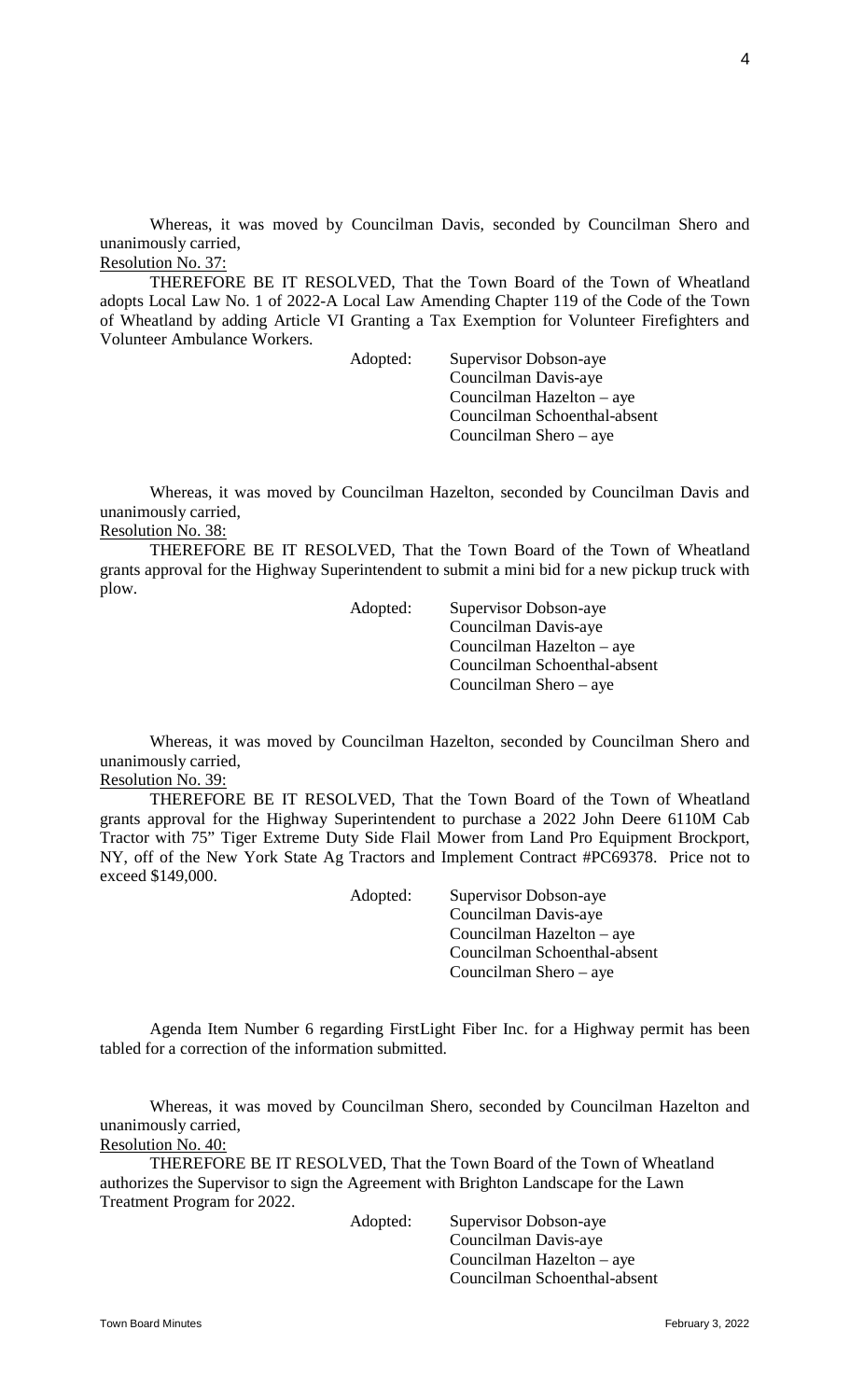Whereas, it was moved by Councilman Davis, seconded by Councilman Shero and unanimously carried,

Resolution No. 37:

THEREFORE BE IT RESOLVED, That the Town Board of the Town of Wheatland adopts Local Law No. 1 of 2022-A Local Law Amending Chapter 119 of the Code of the Town of Wheatland by adding Article VI Granting a Tax Exemption for Volunteer Firefighters and Volunteer Ambulance Workers.

Adopted: Supervisor Dobson-aye
Councilman Davis-aye
Councilman Hazelton – aye
Councilman Schoenthal-absent
Councilman Shero – aye

Whereas, it was moved by Councilman Hazelton, seconded by Councilman Davis and unanimously carried,

Resolution No. 38:

THEREFORE BE IT RESOLVED, That the Town Board of the Town of Wheatland grants approval for the Highway Superintendent to submit a mini bid for a new pickup truck with plow.

Adopted: Supervisor Dobson-aye
Councilman Davis-aye
Councilman Hazelton – aye
Councilman Schoenthal-absent
Councilman Shero – aye

Whereas, it was moved by Councilman Hazelton, seconded by Councilman Shero and unanimously carried,

Resolution No. 39:

THEREFORE BE IT RESOLVED, That the Town Board of the Town of Wheatland grants approval for the Highway Superintendent to purchase a 2022 John Deere 6110M Cab Tractor with 75" Tiger Extreme Duty Side Flail Mower from Land Pro Equipment Brockport, NY, off of the New York State Ag Tractors and Implement Contract #PC69378. Price not to exceed $149,000.

Adopted: Supervisor Dobson-aye
Councilman Davis-aye
Councilman Hazelton – aye
Councilman Schoenthal-absent
Councilman Shero – aye

Agenda Item Number 6 regarding FirstLight Fiber Inc. for a Highway permit has been tabled for a correction of the information submitted.

Whereas, it was moved by Councilman Shero, seconded by Councilman Hazelton and unanimously carried,

Resolution No. 40:

THEREFORE BE IT RESOLVED, That the Town Board of the Town of Wheatland authorizes the Supervisor to sign the Agreement with Brighton Landscape for the Lawn Treatment Program for 2022.

Adopted: Supervisor Dobson-aye
Councilman Davis-aye
Councilman Hazelton – aye
Councilman Schoenthal-absent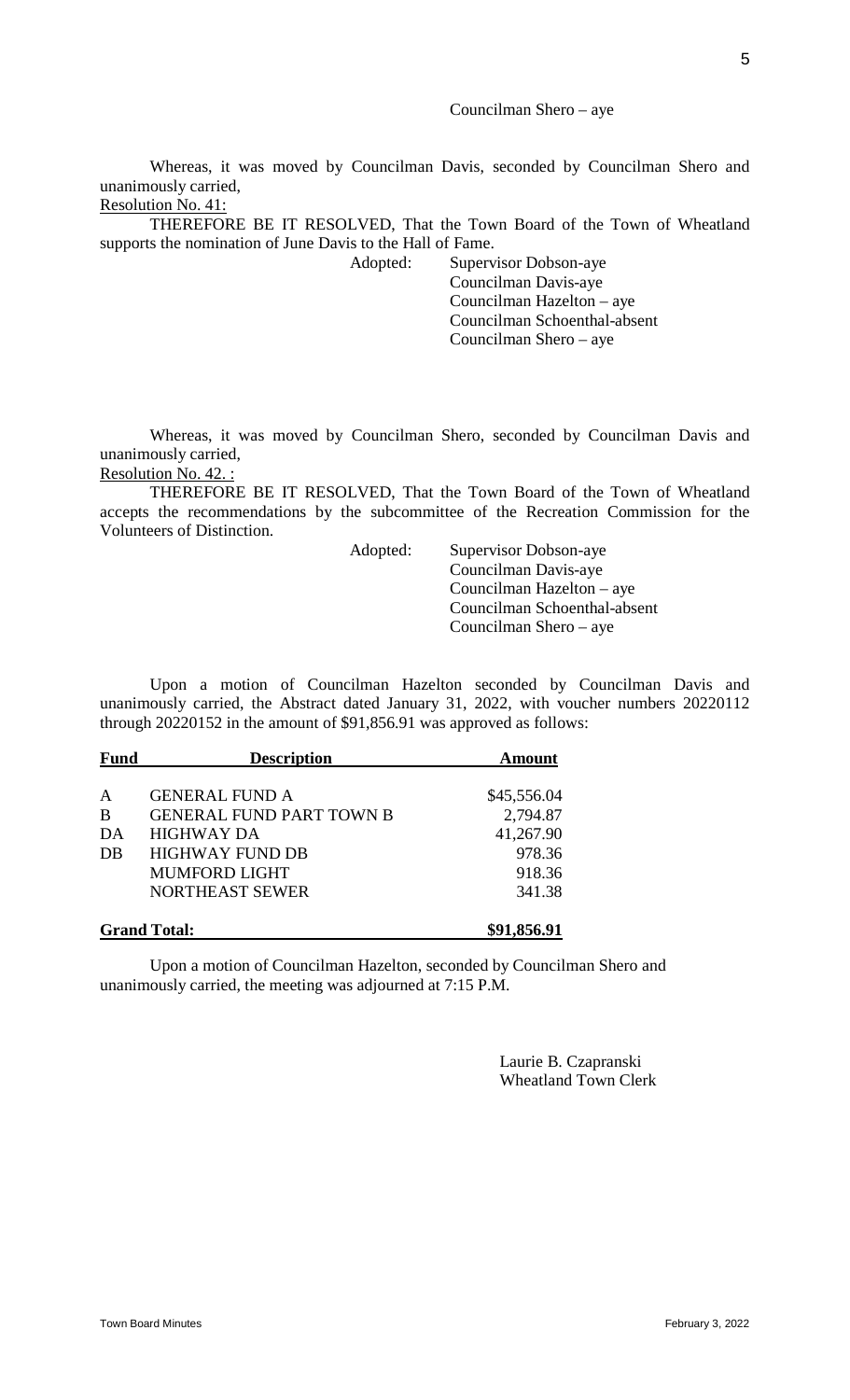Councilman Shero – aye

Whereas, it was moved by Councilman Davis, seconded by Councilman Shero and unanimously carried,

Resolution No. 41:

THEREFORE BE IT RESOLVED, That the Town Board of the Town of Wheatland supports the nomination of June Davis to the Hall of Fame.

Adopted: Supervisor Dobson-aye
Councilman Davis-aye
Councilman Hazelton – aye
Councilman Schoenthal-absent
Councilman Shero – aye

Whereas, it was moved by Councilman Shero, seconded by Councilman Davis and unanimously carried,

Resolution No. 42. :

THEREFORE BE IT RESOLVED, That the Town Board of the Town of Wheatland accepts the recommendations by the subcommittee of the Recreation Commission for the Volunteers of Distinction.

Adopted: Supervisor Dobson-aye
Councilman Davis-aye
Councilman Hazelton – aye
Councilman Schoenthal-absent
Councilman Shero – aye

Upon a motion of Councilman Hazelton seconded by Councilman Davis and unanimously carried, the Abstract dated January 31, 2022, with voucher numbers 20220112 through 20220152 in the amount of $91,856.91 was approved as follows:

| Fund | Description | Amount |
|---|---|---|
| A | GENERAL FUND A | $45,556.04 |
| B | GENERAL FUND PART TOWN B | 2,794.87 |
| DA | HIGHWAY DA | 41,267.90 |
| DB | HIGHWAY FUND DB | 978.36 |
| | MUMFORD LIGHT | 918.36 |
| | NORTHEAST SEWER | 341.38 |
| **Grand Total:** | | **$91,856.91** |

Upon a motion of Councilman Hazelton, seconded by Councilman Shero and unanimously carried, the meeting was adjourned at 7:15 P.M.

Laurie B. Czapranski
Wheatland Town Clerk